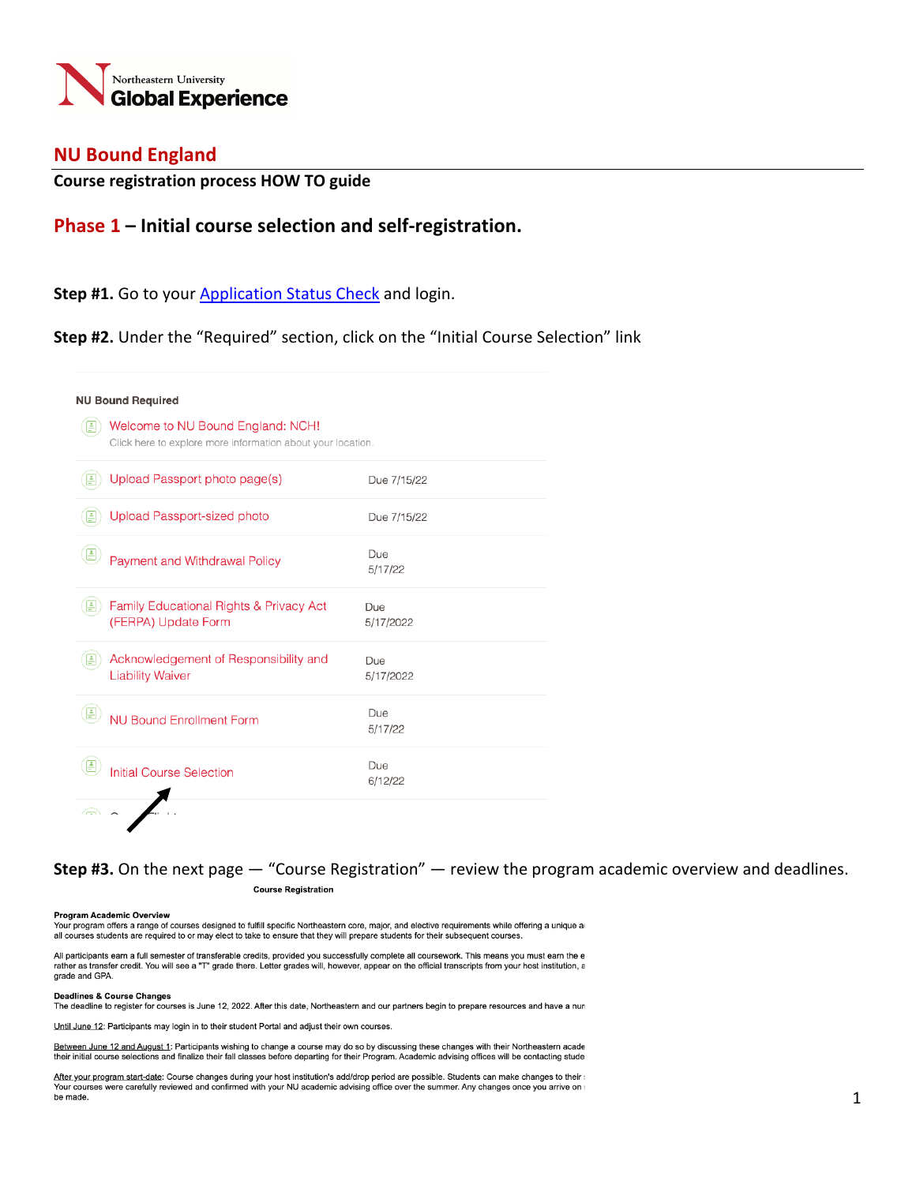Northeastern University
**Global Experience**

# NU Bound England

**Course registration process HOW TO guide**

## Phase 1 – Initial course selection and self-registration.

**Step #1.** Go to your [Application Status Check](#) and login.

**Step #2.** Under the "Required" section, click on the "Initial Course Selection" link

**NU Bound Required**

| Item | Due |
|---|---|
| Welcome to NU Bound England: NCH!<br>Click here to explore more information about your location. | |
| Upload Passport photo page(s) | Due 7/15/22 |
| Upload Passport-sized photo | Due 7/15/22 |
| Payment and Withdrawal Policy | Due 5/17/22 |
| Family Educational Rights & Privacy Act (FERPA) Update Form | Due 5/17/2022 |
| Acknowledgement of Responsibility and Liability Waiver | Due 5/17/2022 |
| NU Bound Enrollment Form | Due 5/17/22 |
| Initial Course Selection | Due 6/12/22 |

**Step #3.** On the next page — "Course Registration" — review the program academic overview and deadlines.

**Course Registration**

**Program Academic Overview**
Your program offers a range of courses designed to fulfill specific Northeastern core, major, and elective requirements while offering a unique a
all courses students are required to or may elect to take to ensure that they will prepare students for their subsequent courses.

All participants earn a full semester of transferable credits, provided you successfully complete all coursework. This means you must earn the e
rather as transfer credit. You will see a "T" grade there. Letter grades will, however, appear on the official transcripts from your host institution, a
grade and GPA.

**Deadlines & Course Changes**
The deadline to register for courses is June 12, 2022. After this date, Northeastern and our partners begin to prepare resources and have a nur

Until June 12: Participants may login in to their student Portal and adjust their own courses.

Between June 12 and August 1: Participants wishing to change a course may do so by discussing these changes with their Northeastern acade
their initial course selections and finalize their fall classes before departing for their Program. Academic advising offices will be contacting stude

After your program start-date: Course changes during your host institution's add/drop period are possible. Students can make changes to their
Your courses were carefully reviewed and confirmed with your NU academic advising office over the summer. Any changes once you arrive on
be made.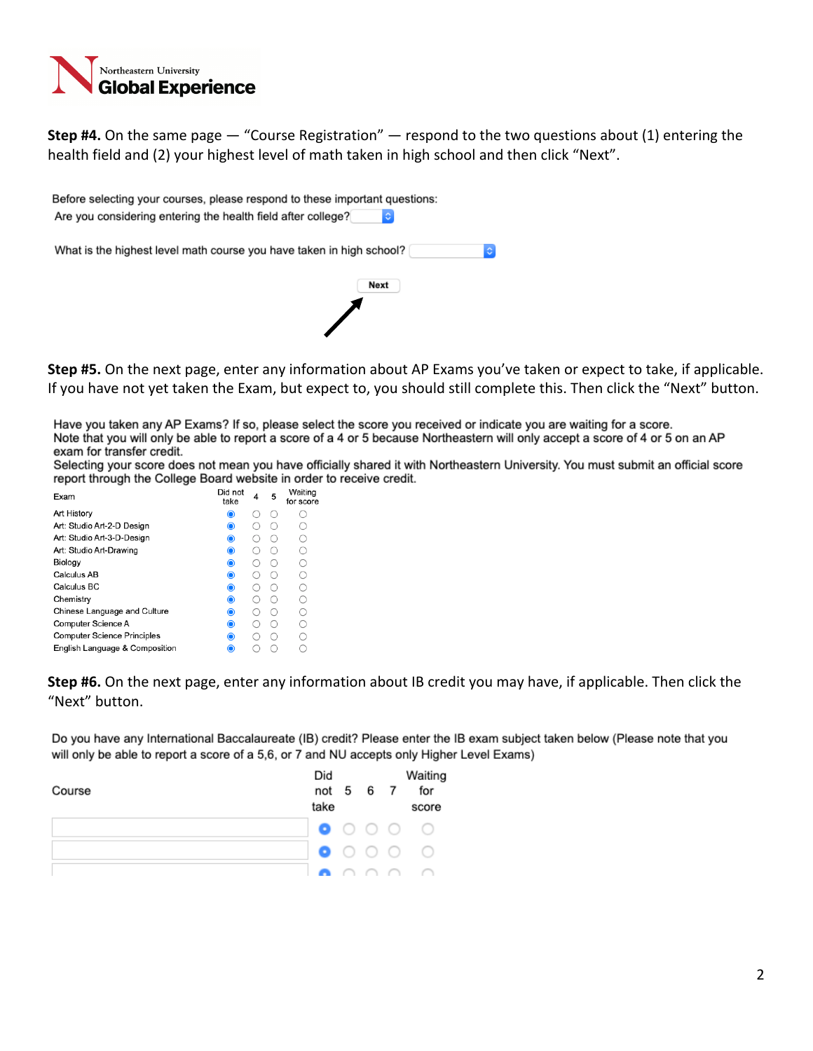**Step #4.** On the same page — "Course Registration" — respond to the two questions about (1) entering the health field and (2) your highest level of math taken in high school and then click "Next".

Before selecting your courses, please respond to these important questions:

Are you considering entering the health field after college?

What is the highest level math course you have taken in high school?

Next

**Step #5.** On the next page, enter any information about AP Exams you've taken or expect to take, if applicable. If you have not yet taken the Exam, but expect to, you should still complete this. Then click the "Next" button.

Have you taken any AP Exams? If so, please select the score you received or indicate you are waiting for a score.
Note that you will only be able to report a score of a 4 or 5 because Northeastern will only accept a score of 4 or 5 on an AP exam for transfer credit.
Selecting your score does not mean you have officially shared it with Northeastern University. You must submit an official score report through the College Board website in order to receive credit.

| Exam | Did not take | 4 | 5 | Waiting for score |
|---|---|---|---|---|
| Art History | ◉ | ○ | ○ | ○ |
| Art: Studio Art-2-D Design | ◉ | ○ | ○ | ○ |
| Art: Studio Art-3-D-Design | ◉ | ○ | ○ | ○ |
| Art: Studio Art-Drawing | ◉ | ○ | ○ | ○ |
| Biology | ◉ | ○ | ○ | ○ |
| Calculus AB | ◉ | ○ | ○ | ○ |
| Calculus BC | ◉ | ○ | ○ | ○ |
| Chemistry | ◉ | ○ | ○ | ○ |
| Chinese Language and Culture | ◉ | ○ | ○ | ○ |
| Computer Science A | ◉ | ○ | ○ | ○ |
| Computer Science Principles | ◉ | ○ | ○ | ○ |
| English Language & Composition | ◉ | ○ | ○ | ○ |

**Step #6.** On the next page, enter any information about IB credit you may have, if applicable. Then click the "Next" button.

Do you have any International Baccalaureate (IB) credit? Please enter the IB exam subject taken below (Please note that you will only be able to report a score of a 5,6, or 7 and NU accepts only Higher Level Exams)

| Course | Did not take | 5 | 6 | 7 | Waiting for score |
|---|---|---|---|---|---|
| | ◉ | ○ | ○ | ○ | ○ |
| | ◉ | ○ | ○ | ○ | ○ |
| | ◉ | ○ | ○ | ○ | ○ |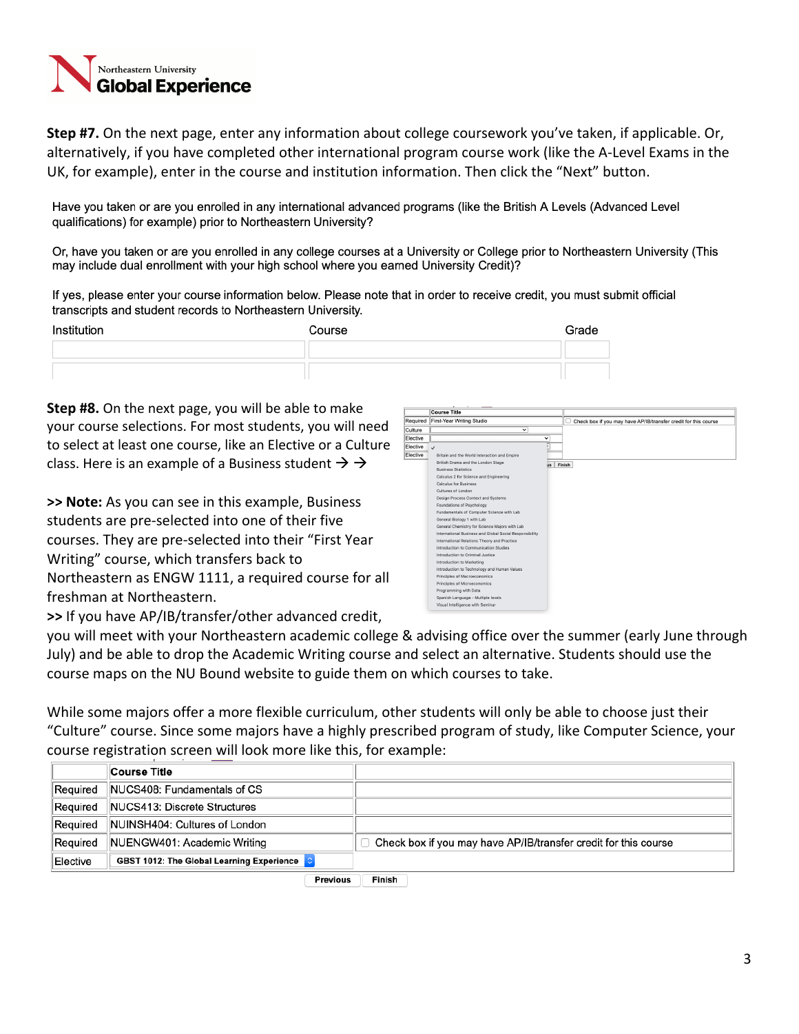**Step #7.** On the next page, enter any information about college coursework you've taken, if applicable. Or, alternatively, if you have completed other international program course work (like the A-Level Exams in the UK, for example), enter in the course and institution information. Then click the "Next" button.

Have you taken or are you enrolled in any international advanced programs (like the British A Levels (Advanced Level qualifications) for example) prior to Northeastern University?

Or, have you taken or are you enrolled in any college courses at a University or College prior to Northeastern University (This may include dual enrollment with your high school where you earned University Credit)?

If yes, please enter your course information below. Please note that in order to receive credit, you must submit official transcripts and student records to Northeastern University.

| Institution | Course | Grade |
|---|---|---|
| | | |
| | | |

**Step #8.** On the next page, you will be able to make your course selections. For most students, you will need to select at least one course, like an Elective or a Culture class. Here is an example of a Business student → →

| | Course Title | |
|---|---|---|
| Required | First-Year Writing Studio | ☐ Check box if you may have AP/IB/transfer credit for this course |
| Culture | | |
| Elective | | |
| Elective | | |
| Elective | | |

Dropdown options:
- Britain and the World Interaction and Empire
- British Drama and the London Stage
- Business Statistics
- Calculus 2 for Science and Engineering
- Calculus for Business
- Cultures of London
- Design Process Context and Systems
- Foundations of Psychology
- Fundamentals of Computer Science with Lab
- General Biology 1 with Lab
- General Chemistry for Science Majors with Lab
- International Business and Global Social Responsibility
- International Relations Theory and Practice
- Introduction to Communication Studies
- Introduction to Criminal Justice
- Introduction to Marketing
- Introduction to Technology and Human Values
- Principles of Macroeconomics
- Principles of Microeconomics
- Programming with Data
- Spanish Language - Multiple levels
- Visual Intelligence with Seminar

**>> Note:** As you can see in this example, Business students are pre-selected into one of their five courses. They are pre-selected into their "First Year Writing" course, which transfers back to Northeastern as ENGW 1111, a required course for all freshman at Northeastern.

**>>** If you have AP/IB/transfer/other advanced credit, you will meet with your Northeastern academic college & advising office over the summer (early June through July) and be able to drop the Academic Writing course and select an alternative. Students should use the course maps on the NU Bound website to guide them on which courses to take.

While some majors offer a more flexible curriculum, other students will only be able to choose just their "Culture" course. Since some majors have a highly prescribed program of study, like Computer Science, your course registration screen will look more like this, for example:

| | Course Title | |
|---|---|---|
| Required | NUCS408: Fundamentals of CS | |
| Required | NUCS413: Discrete Structures | |
| Required | NUINSH404: Cultures of London | |
| Required | NUENGW401: Academic Writing | ☐ Check box if you may have AP/IB/transfer credit for this course |
| Elective | GBST 1012: The Global Learning Experience | |

Previous | Finish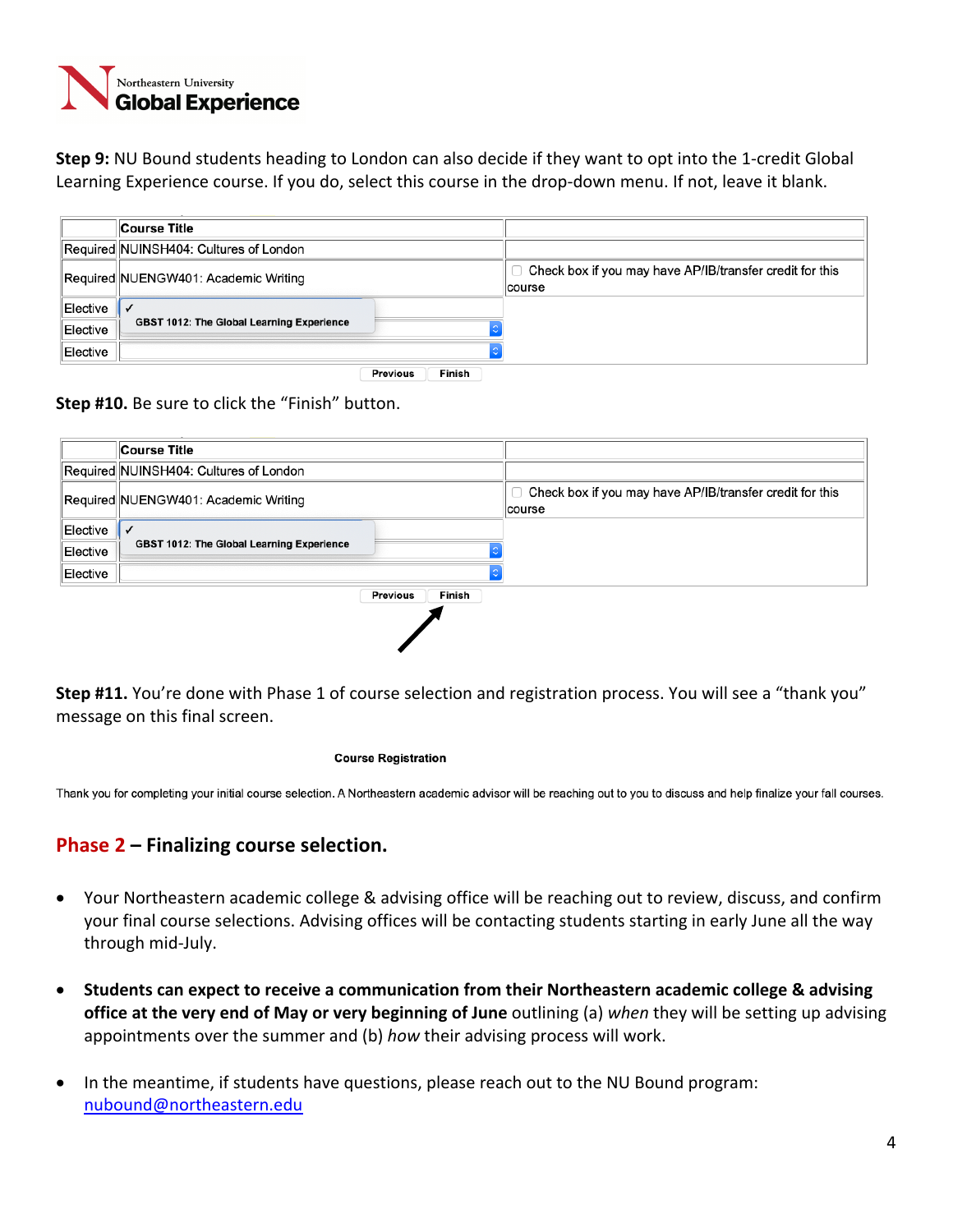**Step 9:** NU Bound students heading to London can also decide if they want to opt into the 1-credit Global Learning Experience course. If you do, select this course in the drop-down menu. If not, leave it blank.

| | Course Title | |
|---|---|---|
| Required | NUINSH404: Cultures of London | |
| Required | NUENGW401: Academic Writing | Check box if you may have AP/IB/transfer credit for this course |
| Elective | ✓ GBST 1012: The Global Learning Experience | |
| Elective | | |
| Elective | | |

Previous Finish

**Step #10.** Be sure to click the "Finish" button.

| | Course Title | |
|---|---|---|
| Required | NUINSH404: Cultures of London | |
| Required | NUENGW401: Academic Writing | Check box if you may have AP/IB/transfer credit for this course |
| Elective | ✓ GBST 1012: The Global Learning Experience | |
| Elective | | |
| Elective | | |

Previous Finish

**Step #11.** You're done with Phase 1 of course selection and registration process. You will see a "thank you" message on this final screen.

**Course Registration**

Thank you for completing your initial course selection. A Northeastern academic advisor will be reaching out to you to discuss and help finalize your fall courses.

## Phase 2 – Finalizing course selection.

- Your Northeastern academic college & advising office will be reaching out to review, discuss, and confirm your final course selections. Advising offices will be contacting students starting in early June all the way through mid-July.
- **Students can expect to receive a communication from their Northeastern academic college & advising office at the very end of May or very beginning of June** outlining (a) *when* they will be setting up advising appointments over the summer and (b) *how* their advising process will work.
- In the meantime, if students have questions, please reach out to the NU Bound program: nubound@northeastern.edu